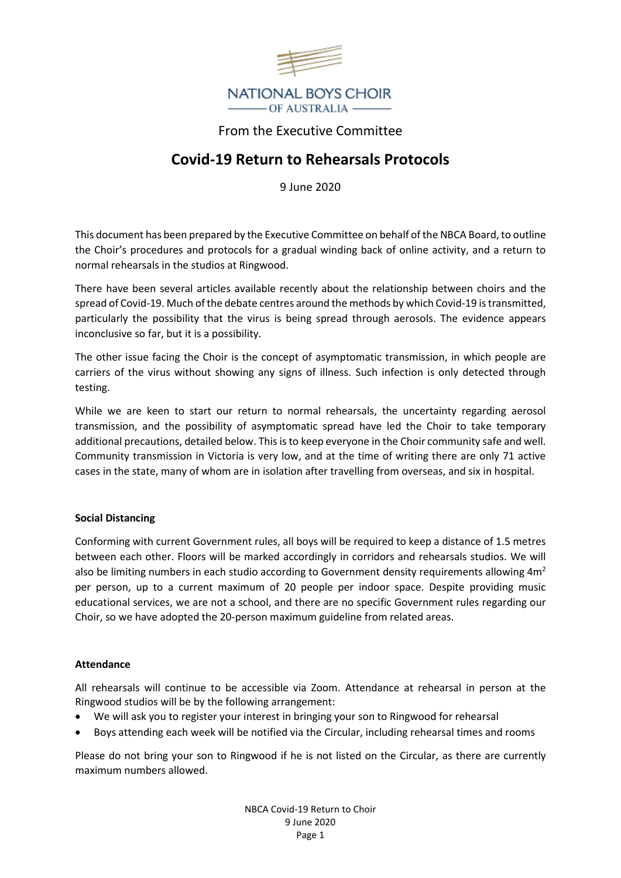NATIONAL BOYS CHOIR OF AUSTRALIA

From the Executive Committee

# Covid-19 Return to Rehearsals Protocols

9 June 2020

This document has been prepared by the Executive Committee on behalf of the NBCA Board, to outline the Choir's procedures and protocols for a gradual winding back of online activity, and a return to normal rehearsals in the studios at Ringwood.

There have been several articles available recently about the relationship between choirs and the spread of Covid-19. Much of the debate centres around the methods by which Covid-19 is transmitted, particularly the possibility that the virus is being spread through aerosols. The evidence appears inconclusive so far, but it is a possibility.

The other issue facing the Choir is the concept of asymptomatic transmission, in which people are carriers of the virus without showing any signs of illness. Such infection is only detected through testing.

While we are keen to start our return to normal rehearsals, the uncertainty regarding aerosol transmission, and the possibility of asymptomatic spread have led the Choir to take temporary additional precautions, detailed below. This is to keep everyone in the Choir community safe and well. Community transmission in Victoria is very low, and at the time of writing there are only 71 active cases in the state, many of whom are in isolation after travelling from overseas, and six in hospital.

**Social Distancing**

Conforming with current Government rules, all boys will be required to keep a distance of 1.5 metres between each other. Floors will be marked accordingly in corridors and rehearsals studios. We will also be limiting numbers in each studio according to Government density requirements allowing 4m$^2$ per person, up to a current maximum of 20 people per indoor space. Despite providing music educational services, we are not a school, and there are no specific Government rules regarding our Choir, so we have adopted the 20-person maximum guideline from related areas.

**Attendance**

All rehearsals will continue to be accessible via Zoom. Attendance at rehearsal in person at the Ringwood studios will be by the following arrangement:

- We will ask you to register your interest in bringing your son to Ringwood for rehearsal
- Boys attending each week will be notified via the Circular, including rehearsal times and rooms

Please do not bring your son to Ringwood if he is not listed on the Circular, as there are currently maximum numbers allowed.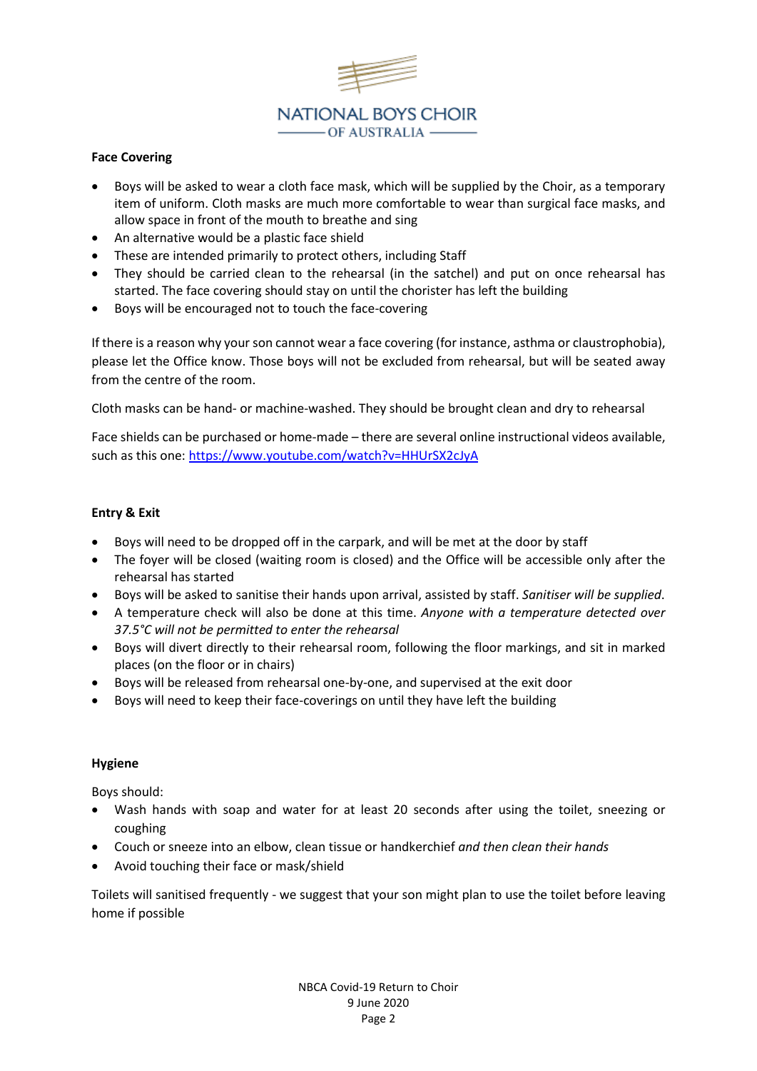NATIONAL BOYS CHOIR OF AUSTRALIA

## Face Covering

- Boys will be asked to wear a cloth face mask, which will be supplied by the Choir, as a temporary item of uniform. Cloth masks are much more comfortable to wear than surgical face masks, and allow space in front of the mouth to breathe and sing
- An alternative would be a plastic face shield
- These are intended primarily to protect others, including Staff
- They should be carried clean to the rehearsal (in the satchel) and put on once rehearsal has started. The face covering should stay on until the chorister has left the building
- Boys will be encouraged not to touch the face-covering

If there is a reason why your son cannot wear a face covering (for instance, asthma or claustrophobia), please let the Office know. Those boys will not be excluded from rehearsal, but will be seated away from the centre of the room.

Cloth masks can be hand- or machine-washed. They should be brought clean and dry to rehearsal

Face shields can be purchased or home-made – there are several online instructional videos available, such as this one: https://www.youtube.com/watch?v=HHUrSX2cJyA

## Entry & Exit

- Boys will need to be dropped off in the carpark, and will be met at the door by staff
- The foyer will be closed (waiting room is closed) and the Office will be accessible only after the rehearsal has started
- Boys will be asked to sanitise their hands upon arrival, assisted by staff. *Sanitiser will be supplied*.
- A temperature check will also be done at this time. *Anyone with a temperature detected over 37.5°C will not be permitted to enter the rehearsal*
- Boys will divert directly to their rehearsal room, following the floor markings, and sit in marked places (on the floor or in chairs)
- Boys will be released from rehearsal one-by-one, and supervised at the exit door
- Boys will need to keep their face-coverings on until they have left the building

## Hygiene

Boys should:

- Wash hands with soap and water for at least 20 seconds after using the toilet, sneezing or coughing
- Couch or sneeze into an elbow, clean tissue or handkerchief *and then clean their hands*
- Avoid touching their face or mask/shield

Toilets will sanitised frequently - we suggest that your son might plan to use the toilet before leaving home if possible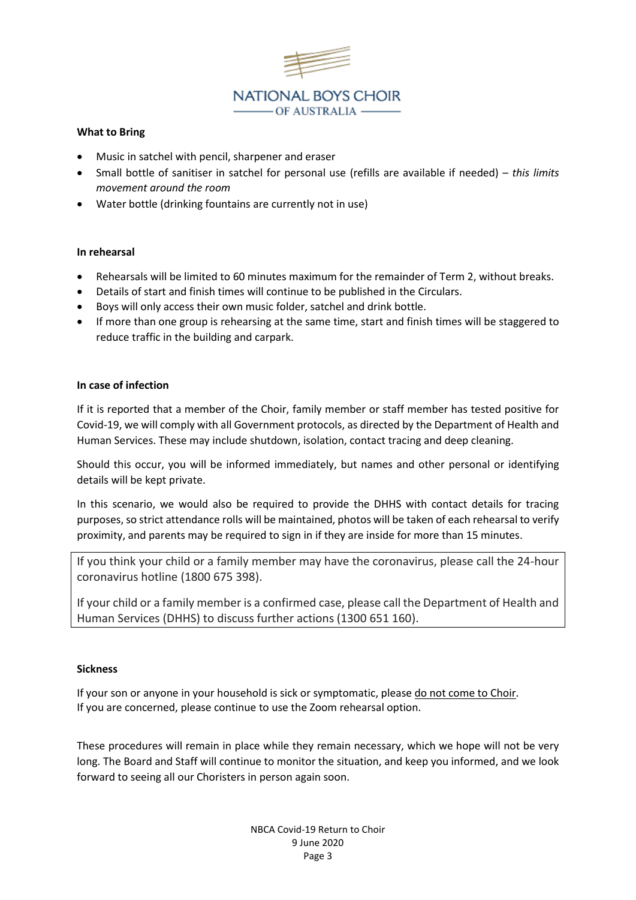NATIONAL BOYS CHOIR OF AUSTRALIA

**What to Bring**

- Music in satchel with pencil, sharpener and eraser
- Small bottle of sanitiser in satchel for personal use (refills are available if needed) – *this limits movement around the room*
- Water bottle (drinking fountains are currently not in use)

**In rehearsal**

- Rehearsals will be limited to 60 minutes maximum for the remainder of Term 2, without breaks.
- Details of start and finish times will continue to be published in the Circulars.
- Boys will only access their own music folder, satchel and drink bottle.
- If more than one group is rehearsing at the same time, start and finish times will be staggered to reduce traffic in the building and carpark.

**In case of infection**

If it is reported that a member of the Choir, family member or staff member has tested positive for Covid-19, we will comply with all Government protocols, as directed by the Department of Health and Human Services. These may include shutdown, isolation, contact tracing and deep cleaning.

Should this occur, you will be informed immediately, but names and other personal or identifying details will be kept private.

In this scenario, we would also be required to provide the DHHS with contact details for tracing purposes, so strict attendance rolls will be maintained, photos will be taken of each rehearsal to verify proximity, and parents may be required to sign in if they are inside for more than 15 minutes.

> If you think your child or a family member may have the coronavirus, please call the 24-hour coronavirus hotline (1800 675 398).
>
> If your child or a family member is a confirmed case, please call the Department of Health and Human Services (DHHS) to discuss further actions (1300 651 160).

**Sickness**

If your son or anyone in your household is sick or symptomatic, please <u>do not come to Choir</u>.
If you are concerned, please continue to use the Zoom rehearsal option.

These procedures will remain in place while they remain necessary, which we hope will not be very long. The Board and Staff will continue to monitor the situation, and keep you informed, and we look forward to seeing all our Choristers in person again soon.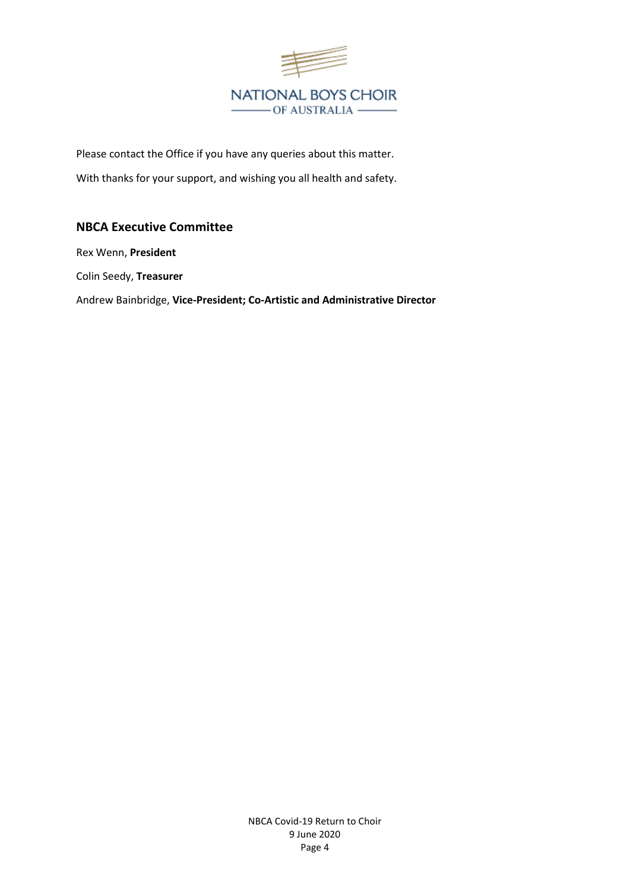Please contact the Office if you have any queries about this matter.

With thanks for your support, and wishing you all health and safety.

## NBCA Executive Committee

Rex Wenn, **President**

Colin Seedy, **Treasurer**

Andrew Bainbridge, **Vice-President; Co-Artistic and Administrative Director**